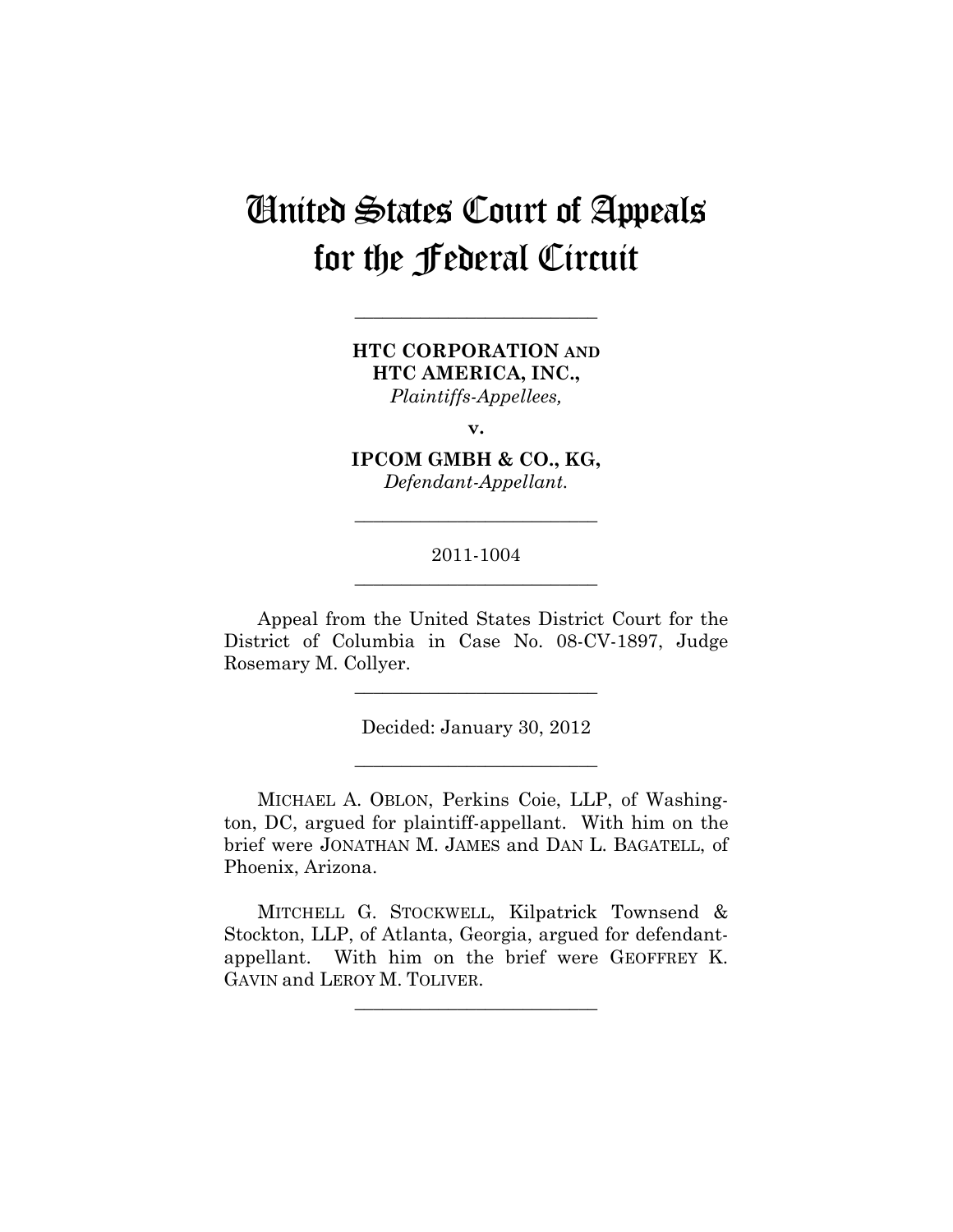# United States Court of Appeals for the Federal Circuit

---

**HTC CORPORATION AND HTC AMERICA, INC.,**
*Plaintiffs-Appellees,*

**v.**

**IPCOM GMBH & CO., KG,**
*Defendant-Appellant.*

---

2011-1004

---

Appeal from the United States District Court for the District of Columbia in Case No. 08-CV-1897, Judge Rosemary M. Collyer.

---

Decided: January 30, 2012

---

MICHAEL A. OBLON, Perkins Coie, LLP, of Washington, DC, argued for plaintiff-appellant. With him on the brief were JONATHAN M. JAMES and DAN L. BAGATELL, of Phoenix, Arizona.

MITCHELL G. STOCKWELL, Kilpatrick Townsend & Stockton, LLP, of Atlanta, Georgia, argued for defendant-appellant. With him on the brief were GEOFFREY K. GAVIN and LEROY M. TOLIVER.

---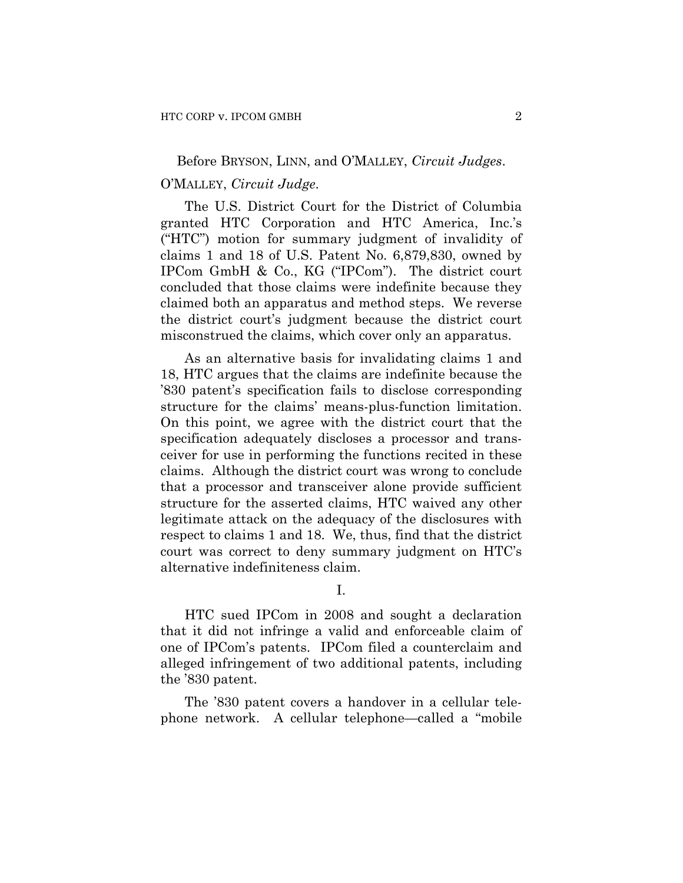Before BRYSON, LINN, and O'MALLEY, *Circuit Judges*.

O'MALLEY, *Circuit Judge*.

The U.S. District Court for the District of Columbia granted HTC Corporation and HTC America, Inc.'s ("HTC") motion for summary judgment of invalidity of claims 1 and 18 of U.S. Patent No. 6,879,830, owned by IPCom GmbH & Co., KG ("IPCom"). The district court concluded that those claims were indefinite because they claimed both an apparatus and method steps. We reverse the district court's judgment because the district court misconstrued the claims, which cover only an apparatus.

As an alternative basis for invalidating claims 1 and 18, HTC argues that the claims are indefinite because the '830 patent's specification fails to disclose corresponding structure for the claims' means-plus-function limitation. On this point, we agree with the district court that the specification adequately discloses a processor and transceiver for use in performing the functions recited in these claims. Although the district court was wrong to conclude that a processor and transceiver alone provide sufficient structure for the asserted claims, HTC waived any other legitimate attack on the adequacy of the disclosures with respect to claims 1 and 18. We, thus, find that the district court was correct to deny summary judgment on HTC's alternative indefiniteness claim.

I.

HTC sued IPCom in 2008 and sought a declaration that it did not infringe a valid and enforceable claim of one of IPCom's patents. IPCom filed a counterclaim and alleged infringement of two additional patents, including the '830 patent.

The '830 patent covers a handover in a cellular telephone network. A cellular telephone—called a "mobile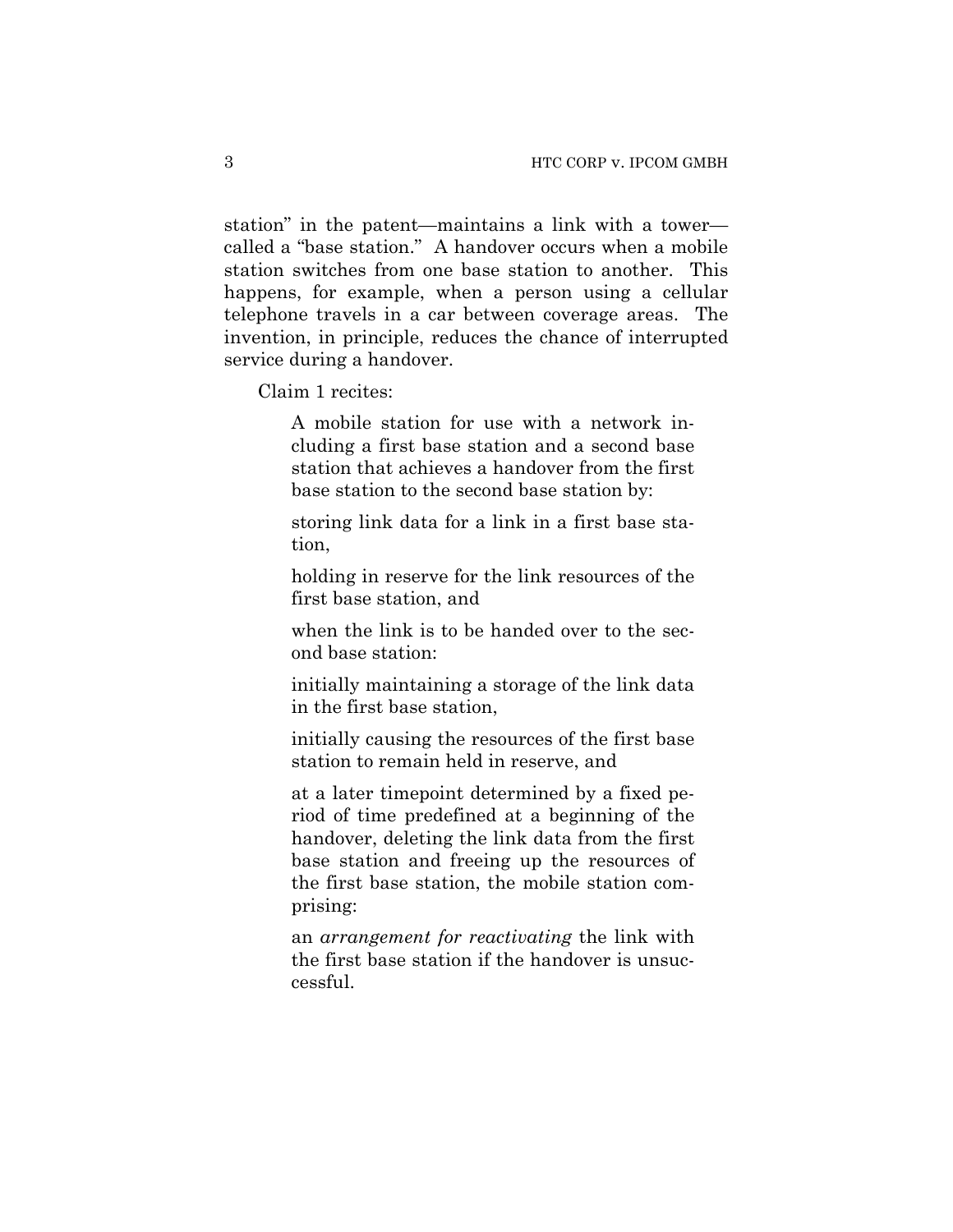station" in the patent—maintains a link with a tower—called a "base station." A handover occurs when a mobile station switches from one base station to another. This happens, for example, when a person using a cellular telephone travels in a car between coverage areas. The invention, in principle, reduces the chance of interrupted service during a handover.

Claim 1 recites:

> A mobile station for use with a network including a first base station and a second base station that achieves a handover from the first base station to the second base station by:
>
> storing link data for a link in a first base station,
>
> holding in reserve for the link resources of the first base station, and
>
> when the link is to be handed over to the second base station:
>
> initially maintaining a storage of the link data in the first base station,
>
> initially causing the resources of the first base station to remain held in reserve, and
>
> at a later timepoint determined by a fixed period of time predefined at a beginning of the handover, deleting the link data from the first base station and freeing up the resources of the first base station, the mobile station comprising:
>
> an *arrangement for reactivating* the link with the first base station if the handover is unsuccessful.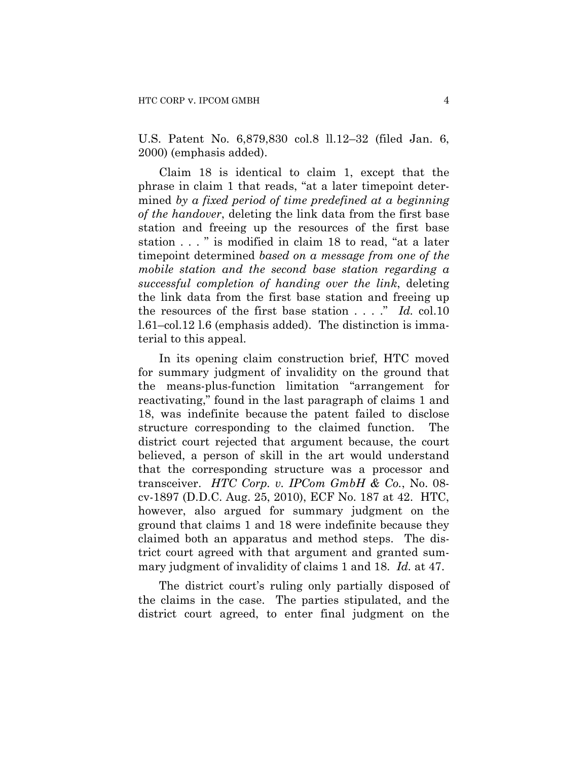U.S. Patent No. 6,879,830 col.8 ll.12–32 (filed Jan. 6, 2000) (emphasis added).

Claim 18 is identical to claim 1, except that the phrase in claim 1 that reads, "at a later timepoint determined *by a fixed period of time predefined at a beginning of the handover*, deleting the link data from the first base station and freeing up the resources of the first base station . . . " is modified in claim 18 to read, "at a later timepoint determined *based on a message from one of the mobile station and the second base station regarding a successful completion of handing over the link*, deleting the link data from the first base station and freeing up the resources of the first base station . . . ." *Id.* col.10 l.61–col.12 l.6 (emphasis added). The distinction is immaterial to this appeal.

In its opening claim construction brief, HTC moved for summary judgment of invalidity on the ground that the means-plus-function limitation "arrangement for reactivating," found in the last paragraph of claims 1 and 18, was indefinite because the patent failed to disclose structure corresponding to the claimed function. The district court rejected that argument because, the court believed, a person of skill in the art would understand that the corresponding structure was a processor and transceiver. *HTC Corp. v. IPCom GmbH & Co.*, No. 08-cv-1897 (D.D.C. Aug. 25, 2010), ECF No. 187 at 42. HTC, however, also argued for summary judgment on the ground that claims 1 and 18 were indefinite because they claimed both an apparatus and method steps. The district court agreed with that argument and granted summary judgment of invalidity of claims 1 and 18. *Id.* at 47.

The district court's ruling only partially disposed of the claims in the case. The parties stipulated, and the district court agreed, to enter final judgment on the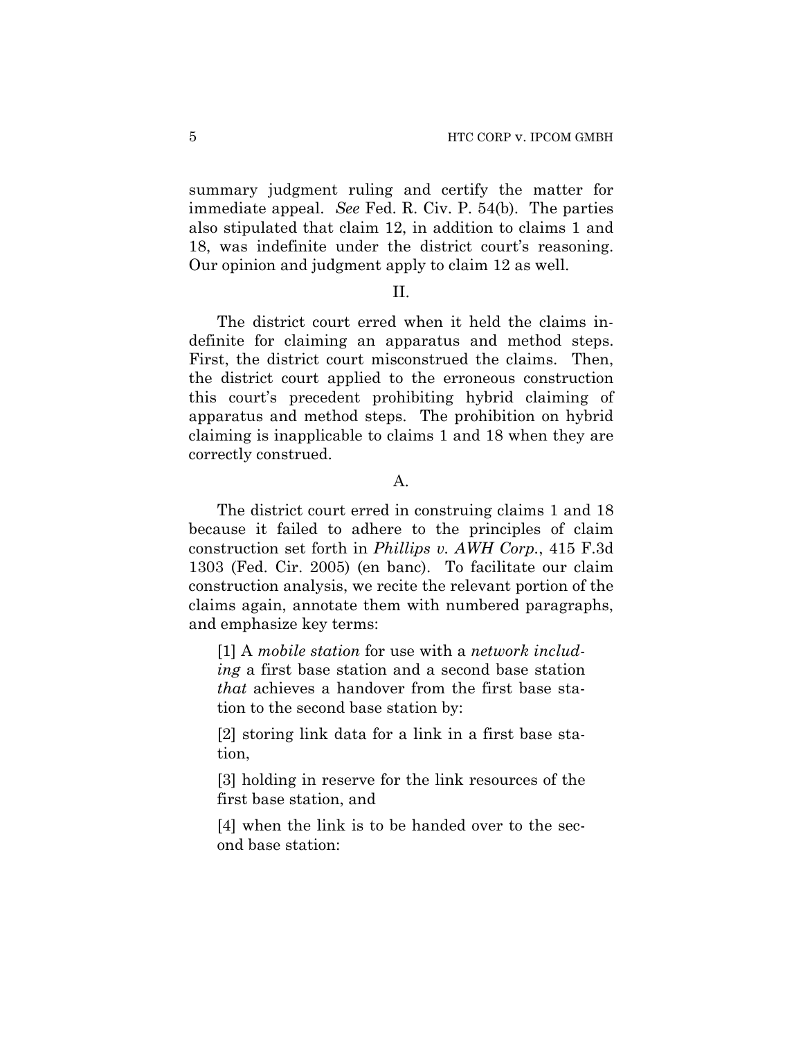summary judgment ruling and certify the matter for immediate appeal. *See* Fed. R. Civ. P. 54(b). The parties also stipulated that claim 12, in addition to claims 1 and 18, was indefinite under the district court's reasoning. Our opinion and judgment apply to claim 12 as well.

## II.

The district court erred when it held the claims indefinite for claiming an apparatus and method steps. First, the district court misconstrued the claims. Then, the district court applied to the erroneous construction this court's precedent prohibiting hybrid claiming of apparatus and method steps. The prohibition on hybrid claiming is inapplicable to claims 1 and 18 when they are correctly construed.

### A.

The district court erred in construing claims 1 and 18 because it failed to adhere to the principles of claim construction set forth in *Phillips v. AWH Corp.*, 415 F.3d 1303 (Fed. Cir. 2005) (en banc). To facilitate our claim construction analysis, we recite the relevant portion of the claims again, annotate them with numbered paragraphs, and emphasize key terms:

> [1] A *mobile station* for use with a *network including* a first base station and a second base station *that* achieves a handover from the first base station to the second base station by:
>
> [2] storing link data for a link in a first base station,
>
> [3] holding in reserve for the link resources of the first base station, and
>
> [4] when the link is to be handed over to the second base station: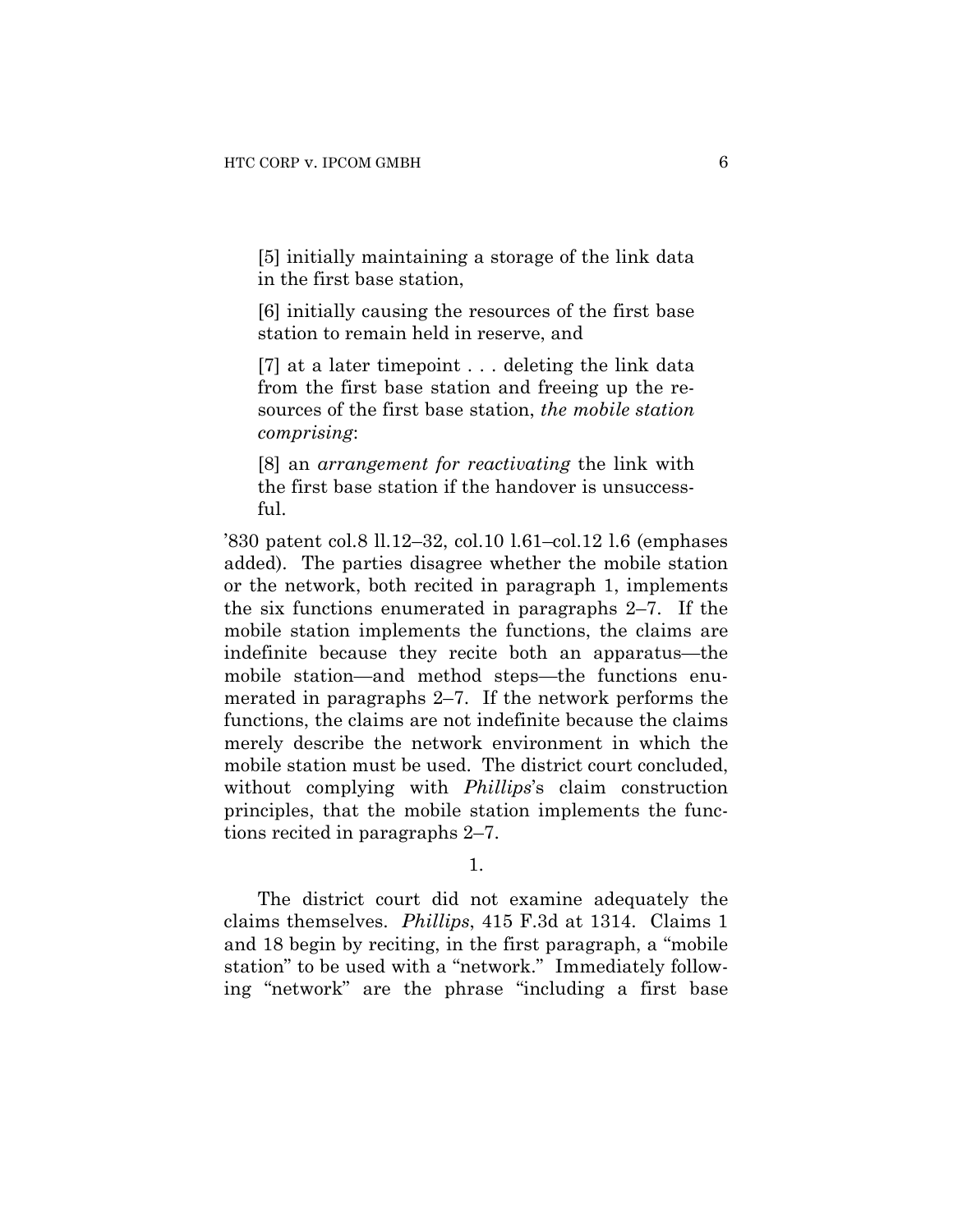> [5] initially maintaining a storage of the link data in the first base station,
>
> [6] initially causing the resources of the first base station to remain held in reserve, and
>
> [7] at a later timepoint . . . deleting the link data from the first base station and freeing up the resources of the first base station, *the mobile station comprising*:
>
> [8] an *arrangement for reactivating* the link with the first base station if the handover is unsuccessful.

'830 patent col.8 ll.12–32, col.10 l.61–col.12 l.6 (emphases added). The parties disagree whether the mobile station or the network, both recited in paragraph 1, implements the six functions enumerated in paragraphs 2–7. If the mobile station implements the functions, the claims are indefinite because they recite both an apparatus—the mobile station—and method steps—the functions enumerated in paragraphs 2–7. If the network performs the functions, the claims are not indefinite because the claims merely describe the network environment in which the mobile station must be used. The district court concluded, without complying with *Phillips*'s claim construction principles, that the mobile station implements the functions recited in paragraphs 2–7.

1.

The district court did not examine adequately the claims themselves. *Phillips*, 415 F.3d at 1314. Claims 1 and 18 begin by reciting, in the first paragraph, a "mobile station" to be used with a "network." Immediately following "network" are the phrase "including a first base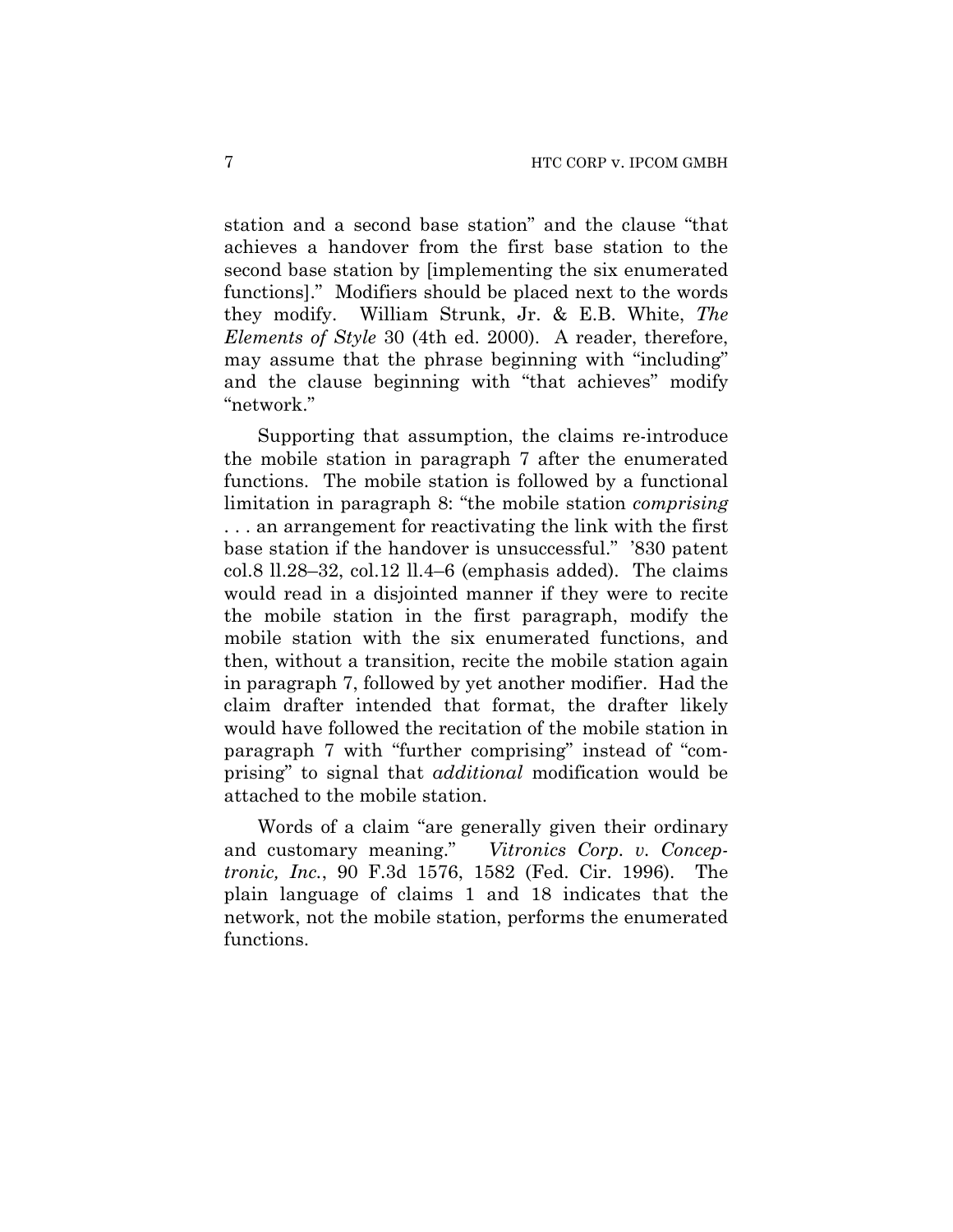station and a second base station" and the clause "that achieves a handover from the first base station to the second base station by [implementing the six enumerated functions]." Modifiers should be placed next to the words they modify. William Strunk, Jr. & E.B. White, *The Elements of Style* 30 (4th ed. 2000). A reader, therefore, may assume that the phrase beginning with "including" and the clause beginning with "that achieves" modify "network."

Supporting that assumption, the claims re-introduce the mobile station in paragraph 7 after the enumerated functions. The mobile station is followed by a functional limitation in paragraph 8: "the mobile station *comprising* . . . an arrangement for reactivating the link with the first base station if the handover is unsuccessful." '830 patent col.8 ll.28–32, col.12 ll.4–6 (emphasis added). The claims would read in a disjointed manner if they were to recite the mobile station in the first paragraph, modify the mobile station with the six enumerated functions, and then, without a transition, recite the mobile station again in paragraph 7, followed by yet another modifier. Had the claim drafter intended that format, the drafter likely would have followed the recitation of the mobile station in paragraph 7 with "further comprising" instead of "comprising" to signal that *additional* modification would be attached to the mobile station.

Words of a claim "are generally given their ordinary and customary meaning." *Vitronics Corp. v. Conceptronic, Inc.*, 90 F.3d 1576, 1582 (Fed. Cir. 1996). The plain language of claims 1 and 18 indicates that the network, not the mobile station, performs the enumerated functions.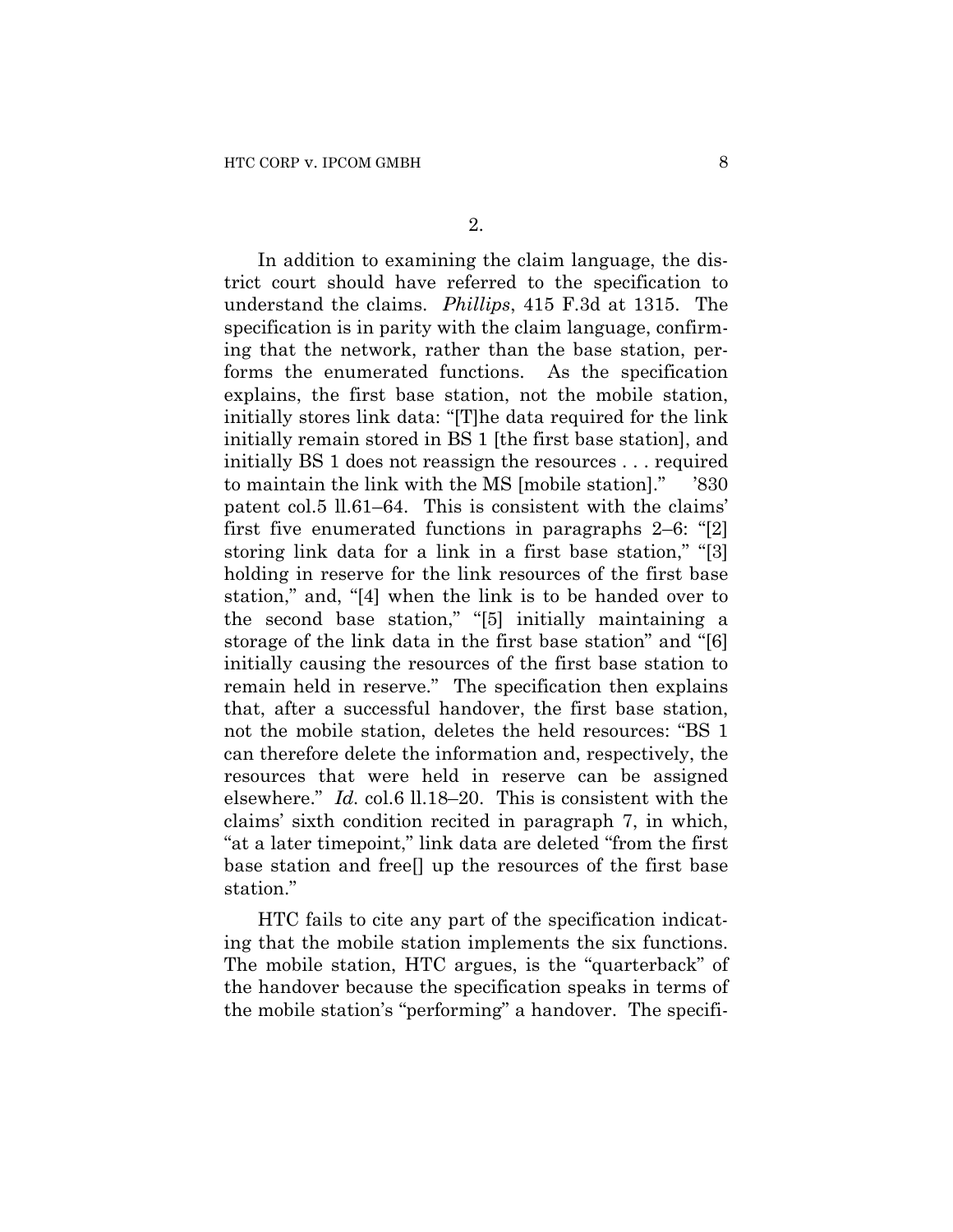2.

In addition to examining the claim language, the district court should have referred to the specification to understand the claims. *Phillips*, 415 F.3d at 1315. The specification is in parity with the claim language, confirming that the network, rather than the base station, performs the enumerated functions. As the specification explains, the first base station, not the mobile station, initially stores link data: "[T]he data required for the link initially remain stored in BS 1 [the first base station], and initially BS 1 does not reassign the resources . . . required to maintain the link with the MS [mobile station]." '830 patent col.5 ll.61–64. This is consistent with the claims' first five enumerated functions in paragraphs 2–6: "[2] storing link data for a link in a first base station," "[3] holding in reserve for the link resources of the first base station," and, "[4] when the link is to be handed over to the second base station," "[5] initially maintaining a storage of the link data in the first base station" and "[6] initially causing the resources of the first base station to remain held in reserve." The specification then explains that, after a successful handover, the first base station, not the mobile station, deletes the held resources: "BS 1 can therefore delete the information and, respectively, the resources that were held in reserve can be assigned elsewhere." *Id.* col.6 ll.18–20. This is consistent with the claims' sixth condition recited in paragraph 7, in which, "at a later timepoint," link data are deleted "from the first base station and free[] up the resources of the first base station."

HTC fails to cite any part of the specification indicating that the mobile station implements the six functions. The mobile station, HTC argues, is the "quarterback" of the handover because the specification speaks in terms of the mobile station's "performing" a handover. The specifi-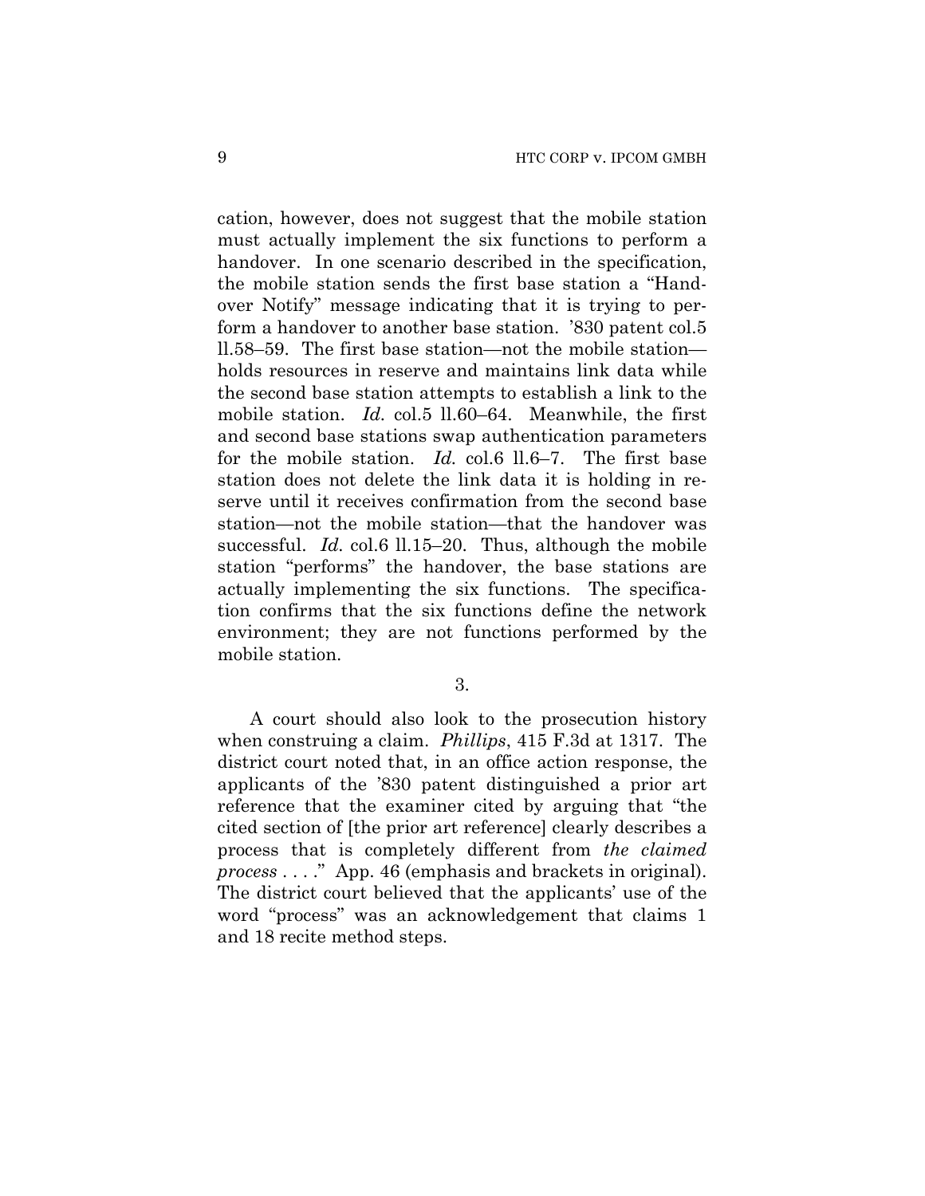cation, however, does not suggest that the mobile station must actually implement the six functions to perform a handover. In one scenario described in the specification, the mobile station sends the first base station a "Handover Notify" message indicating that it is trying to perform a handover to another base station. '830 patent col.5 ll.58–59. The first base station—not the mobile station—holds resources in reserve and maintains link data while the second base station attempts to establish a link to the mobile station. *Id.* col.5 ll.60–64. Meanwhile, the first and second base stations swap authentication parameters for the mobile station. *Id.* col.6 ll.6–7. The first base station does not delete the link data it is holding in reserve until it receives confirmation from the second base station—not the mobile station—that the handover was successful. *Id.* col.6 ll.15–20. Thus, although the mobile station "performs" the handover, the base stations are actually implementing the six functions. The specification confirms that the six functions define the network environment; they are not functions performed by the mobile station.

3.

A court should also look to the prosecution history when construing a claim. *Phillips*, 415 F.3d at 1317. The district court noted that, in an office action response, the applicants of the '830 patent distinguished a prior art reference that the examiner cited by arguing that "the cited section of [the prior art reference] clearly describes a process that is completely different from *the claimed process* . . . ." App. 46 (emphasis and brackets in original). The district court believed that the applicants' use of the word "process" was an acknowledgement that claims 1 and 18 recite method steps.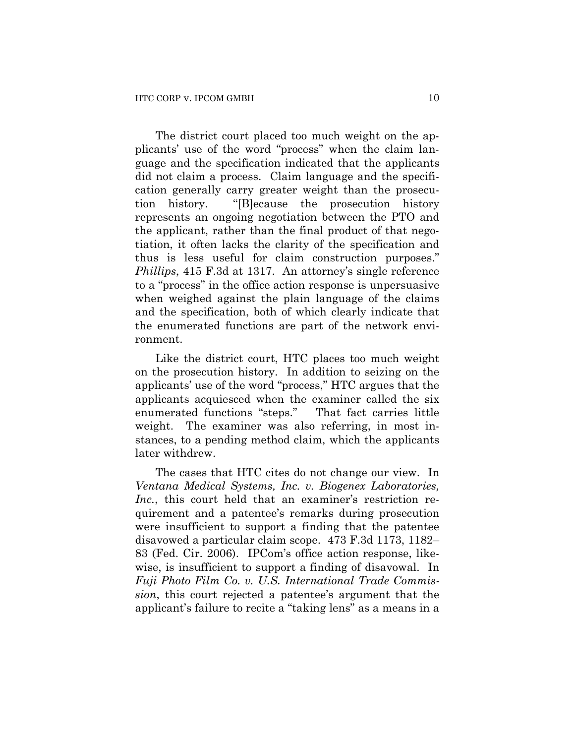The district court placed too much weight on the applicants' use of the word "process" when the claim language and the specification indicated that the applicants did not claim a process. Claim language and the specification generally carry greater weight than the prosecution history. "[B]ecause the prosecution history represents an ongoing negotiation between the PTO and the applicant, rather than the final product of that negotiation, it often lacks the clarity of the specification and thus is less useful for claim construction purposes." *Phillips*, 415 F.3d at 1317. An attorney's single reference to a "process" in the office action response is unpersuasive when weighed against the plain language of the claims and the specification, both of which clearly indicate that the enumerated functions are part of the network environment.

Like the district court, HTC places too much weight on the prosecution history. In addition to seizing on the applicants' use of the word "process," HTC argues that the applicants acquiesced when the examiner called the six enumerated functions "steps." That fact carries little weight. The examiner was also referring, in most instances, to a pending method claim, which the applicants later withdrew.

The cases that HTC cites do not change our view. In *Ventana Medical Systems, Inc. v. Biogenex Laboratories, Inc.*, this court held that an examiner's restriction requirement and a patentee's remarks during prosecution were insufficient to support a finding that the patentee disavowed a particular claim scope. 473 F.3d 1173, 1182–83 (Fed. Cir. 2006). IPCom's office action response, likewise, is insufficient to support a finding of disavowal. In *Fuji Photo Film Co. v. U.S. International Trade Commission*, this court rejected a patentee's argument that the applicant's failure to recite a "taking lens" as a means in a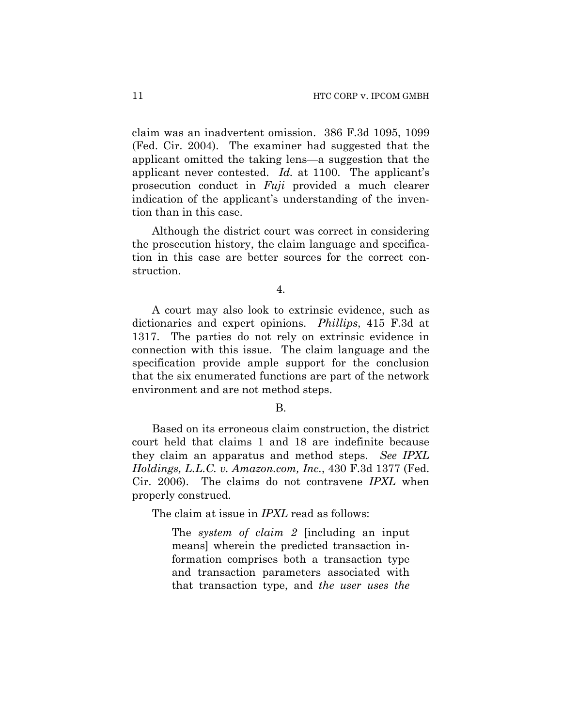claim was an inadvertent omission. 386 F.3d 1095, 1099 (Fed. Cir. 2004). The examiner had suggested that the applicant omitted the taking lens—a suggestion that the applicant never contested. *Id.* at 1100. The applicant's prosecution conduct in *Fuji* provided a much clearer indication of the applicant's understanding of the invention than in this case.

Although the district court was correct in considering the prosecution history, the claim language and specification in this case are better sources for the correct construction.

4.

A court may also look to extrinsic evidence, such as dictionaries and expert opinions. *Phillips*, 415 F.3d at 1317. The parties do not rely on extrinsic evidence in connection with this issue. The claim language and the specification provide ample support for the conclusion that the six enumerated functions are part of the network environment and are not method steps.

B.

Based on its erroneous claim construction, the district court held that claims 1 and 18 are indefinite because they claim an apparatus and method steps. *See IPXL Holdings, L.L.C. v. Amazon.com, Inc.*, 430 F.3d 1377 (Fed. Cir. 2006). The claims do not contravene *IPXL* when properly construed.

The claim at issue in *IPXL* read as follows:

> The *system of claim 2* [including an input means] wherein the predicted transaction information comprises both a transaction type and transaction parameters associated with that transaction type, and *the user uses the*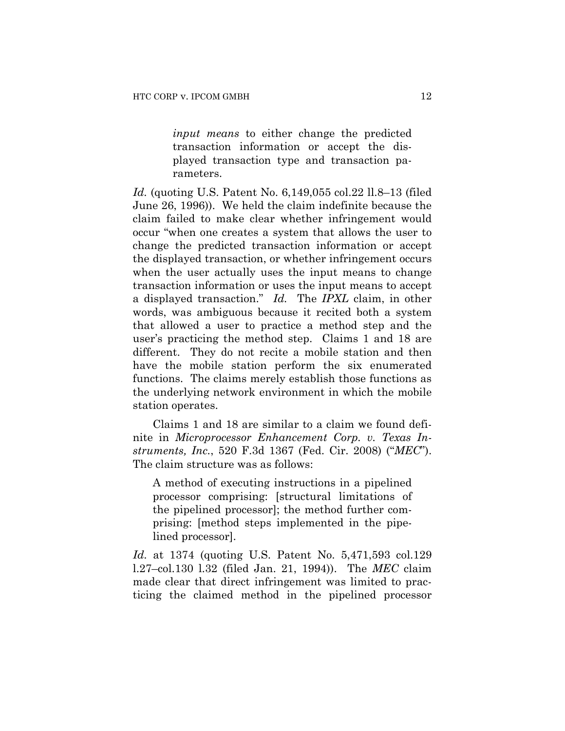> *input means* to either change the predicted transaction information or accept the displayed transaction type and transaction parameters.

*Id.* (quoting U.S. Patent No. 6,149,055 col.22 ll.8–13 (filed June 26, 1996)). We held the claim indefinite because the claim failed to make clear whether infringement would occur "when one creates a system that allows the user to change the predicted transaction information or accept the displayed transaction, or whether infringement occurs when the user actually uses the input means to change transaction information or uses the input means to accept a displayed transaction." *Id.* The *IPXL* claim, in other words, was ambiguous because it recited both a system that allowed a user to practice a method step and the user's practicing the method step. Claims 1 and 18 are different. They do not recite a mobile station and then have the mobile station perform the six enumerated functions. The claims merely establish those functions as the underlying network environment in which the mobile station operates.

Claims 1 and 18 are similar to a claim we found definite in *Microprocessor Enhancement Corp. v. Texas Instruments, Inc.*, 520 F.3d 1367 (Fed. Cir. 2008) ("*MEC*"). The claim structure was as follows:

> A method of executing instructions in a pipelined processor comprising: [structural limitations of the pipelined processor]; the method further comprising: [method steps implemented in the pipelined processor].

*Id.* at 1374 (quoting U.S. Patent No. 5,471,593 col.129 l.27–col.130 l.32 (filed Jan. 21, 1994)). The *MEC* claim made clear that direct infringement was limited to practicing the claimed method in the pipelined processor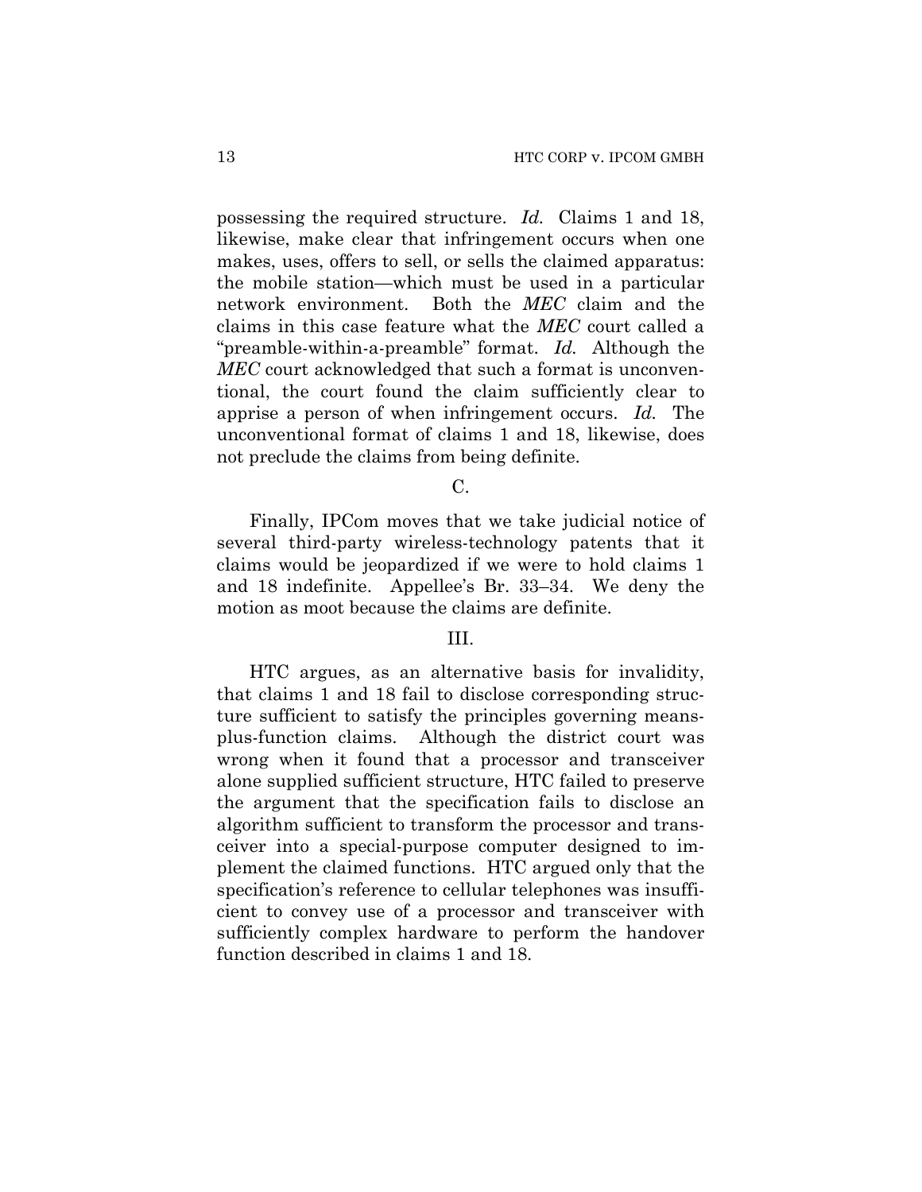possessing the required structure. *Id.* Claims 1 and 18, likewise, make clear that infringement occurs when one makes, uses, offers to sell, or sells the claimed apparatus: the mobile station—which must be used in a particular network environment. Both the *MEC* claim and the claims in this case feature what the *MEC* court called a "preamble-within-a-preamble" format. *Id.* Although the *MEC* court acknowledged that such a format is unconventional, the court found the claim sufficiently clear to apprise a person of when infringement occurs. *Id.* The unconventional format of claims 1 and 18, likewise, does not preclude the claims from being definite.

C.

Finally, IPCom moves that we take judicial notice of several third-party wireless-technology patents that it claims would be jeopardized if we were to hold claims 1 and 18 indefinite. Appellee's Br. 33–34. We deny the motion as moot because the claims are definite.

III.

HTC argues, as an alternative basis for invalidity, that claims 1 and 18 fail to disclose corresponding structure sufficient to satisfy the principles governing means-plus-function claims. Although the district court was wrong when it found that a processor and transceiver alone supplied sufficient structure, HTC failed to preserve the argument that the specification fails to disclose an algorithm sufficient to transform the processor and transceiver into a special-purpose computer designed to implement the claimed functions. HTC argued only that the specification's reference to cellular telephones was insufficient to convey use of a processor and transceiver with sufficiently complex hardware to perform the handover function described in claims 1 and 18.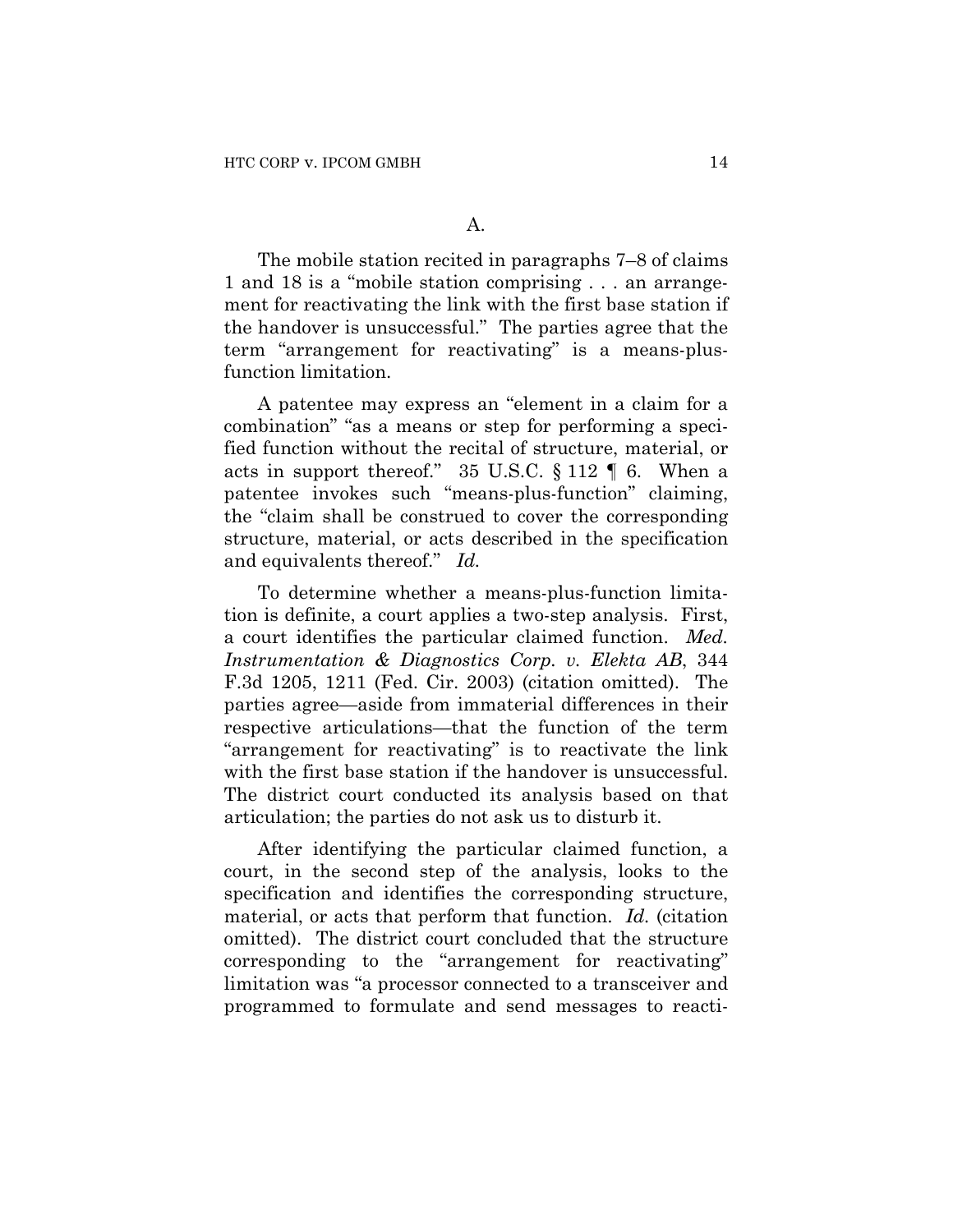## A.

The mobile station recited in paragraphs 7–8 of claims 1 and 18 is a "mobile station comprising . . . an arrangement for reactivating the link with the first base station if the handover is unsuccessful." The parties agree that the term "arrangement for reactivating" is a means-plus-function limitation.

A patentee may express an "element in a claim for a combination" "as a means or step for performing a specified function without the recital of structure, material, or acts in support thereof." 35 U.S.C. § 112 ¶ 6. When a patentee invokes such "means-plus-function" claiming, the "claim shall be construed to cover the corresponding structure, material, or acts described in the specification and equivalents thereof." *Id.*

To determine whether a means-plus-function limitation is definite, a court applies a two-step analysis. First, a court identifies the particular claimed function. *Med. Instrumentation & Diagnostics Corp. v. Elekta AB*, 344 F.3d 1205, 1211 (Fed. Cir. 2003) (citation omitted). The parties agree—aside from immaterial differences in their respective articulations—that the function of the term "arrangement for reactivating" is to reactivate the link with the first base station if the handover is unsuccessful. The district court conducted its analysis based on that articulation; the parties do not ask us to disturb it.

After identifying the particular claimed function, a court, in the second step of the analysis, looks to the specification and identifies the corresponding structure, material, or acts that perform that function. *Id.* (citation omitted). The district court concluded that the structure corresponding to the "arrangement for reactivating" limitation was "a processor connected to a transceiver and programmed to formulate and send messages to reacti-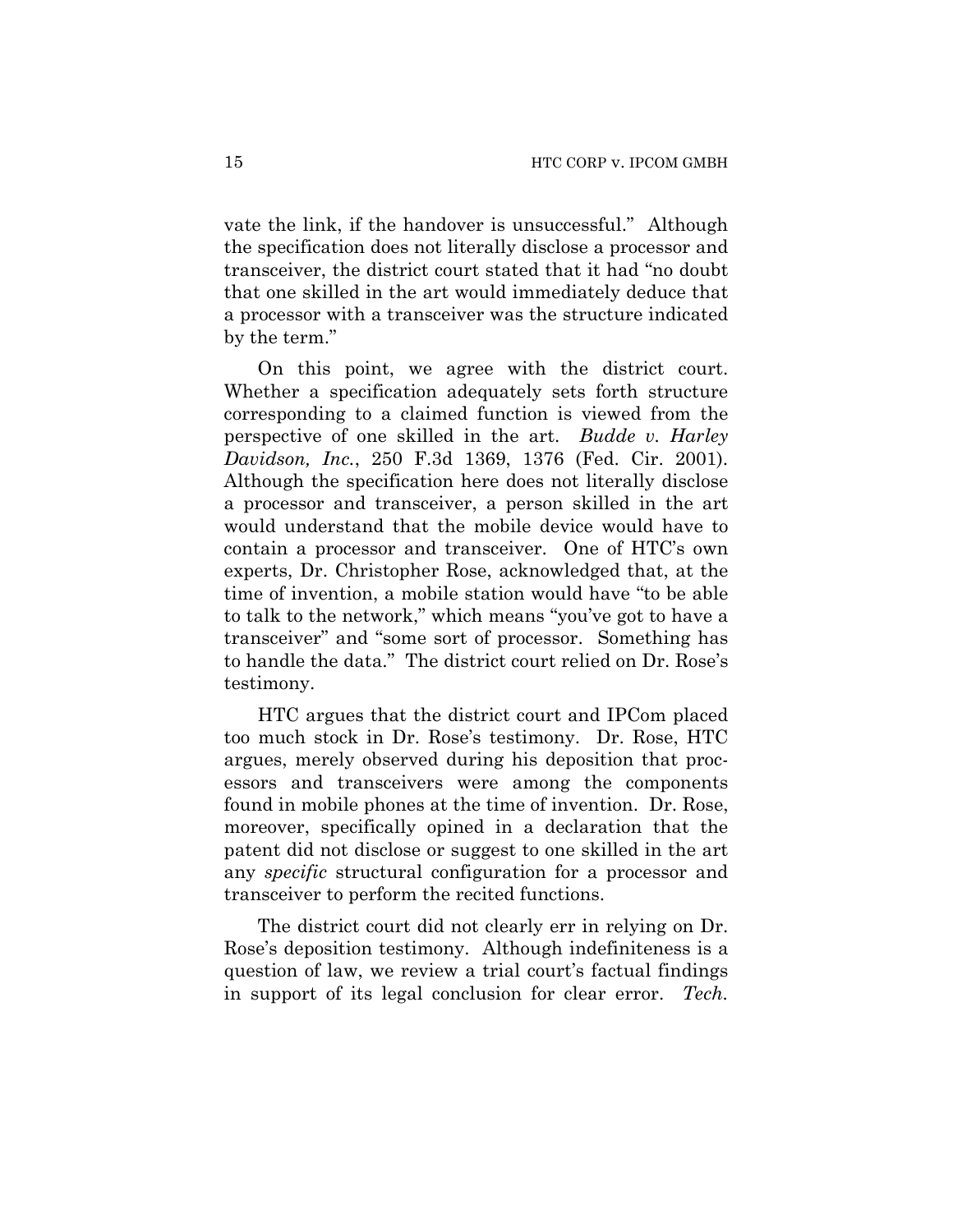vate the link, if the handover is unsuccessful." Although the specification does not literally disclose a processor and transceiver, the district court stated that it had "no doubt that one skilled in the art would immediately deduce that a processor with a transceiver was the structure indicated by the term."

On this point, we agree with the district court. Whether a specification adequately sets forth structure corresponding to a claimed function is viewed from the perspective of one skilled in the art. *Budde v. Harley Davidson, Inc.*, 250 F.3d 1369, 1376 (Fed. Cir. 2001). Although the specification here does not literally disclose a processor and transceiver, a person skilled in the art would understand that the mobile device would have to contain a processor and transceiver. One of HTC's own experts, Dr. Christopher Rose, acknowledged that, at the time of invention, a mobile station would have "to be able to talk to the network," which means "you've got to have a transceiver" and "some sort of processor. Something has to handle the data." The district court relied on Dr. Rose's testimony.

HTC argues that the district court and IPCom placed too much stock in Dr. Rose's testimony. Dr. Rose, HTC argues, merely observed during his deposition that processors and transceivers were among the components found in mobile phones at the time of invention. Dr. Rose, moreover, specifically opined in a declaration that the patent did not disclose or suggest to one skilled in the art any *specific* structural configuration for a processor and transceiver to perform the recited functions.

The district court did not clearly err in relying on Dr. Rose's deposition testimony. Although indefiniteness is a question of law, we review a trial court's factual findings in support of its legal conclusion for clear error. *Tech.*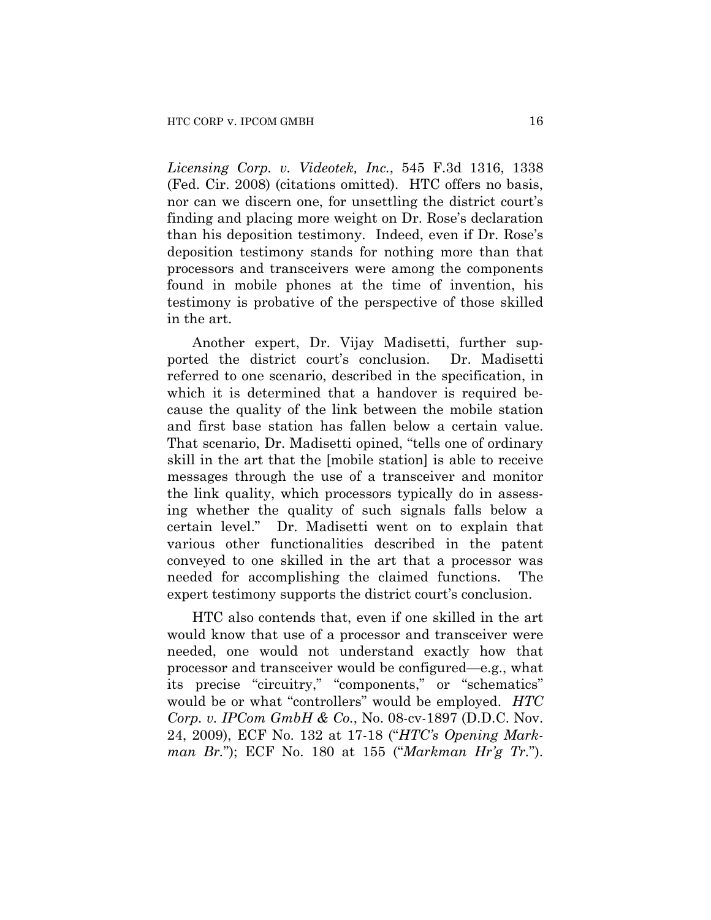*Licensing Corp. v. Videotek, Inc.*, 545 F.3d 1316, 1338 (Fed. Cir. 2008) (citations omitted). HTC offers no basis, nor can we discern one, for unsettling the district court's finding and placing more weight on Dr. Rose's declaration than his deposition testimony. Indeed, even if Dr. Rose's deposition testimony stands for nothing more than that processors and transceivers were among the components found in mobile phones at the time of invention, his testimony is probative of the perspective of those skilled in the art.

Another expert, Dr. Vijay Madisetti, further supported the district court's conclusion. Dr. Madisetti referred to one scenario, described in the specification, in which it is determined that a handover is required because the quality of the link between the mobile station and first base station has fallen below a certain value. That scenario, Dr. Madisetti opined, "tells one of ordinary skill in the art that the [mobile station] is able to receive messages through the use of a transceiver and monitor the link quality, which processors typically do in assessing whether the quality of such signals falls below a certain level." Dr. Madisetti went on to explain that various other functionalities described in the patent conveyed to one skilled in the art that a processor was needed for accomplishing the claimed functions. The expert testimony supports the district court's conclusion.

HTC also contends that, even if one skilled in the art would know that use of a processor and transceiver were needed, one would not understand exactly how that processor and transceiver would be configured—e.g., what its precise "circuitry," "components," or "schematics" would be or what "controllers" would be employed. *HTC Corp. v. IPCom GmbH & Co.*, No. 08-cv-1897 (D.D.C. Nov. 24, 2009), ECF No. 132 at 17-18 ("*HTC's Opening Markman Br.*"); ECF No. 180 at 155 ("*Markman Hr'g Tr.*").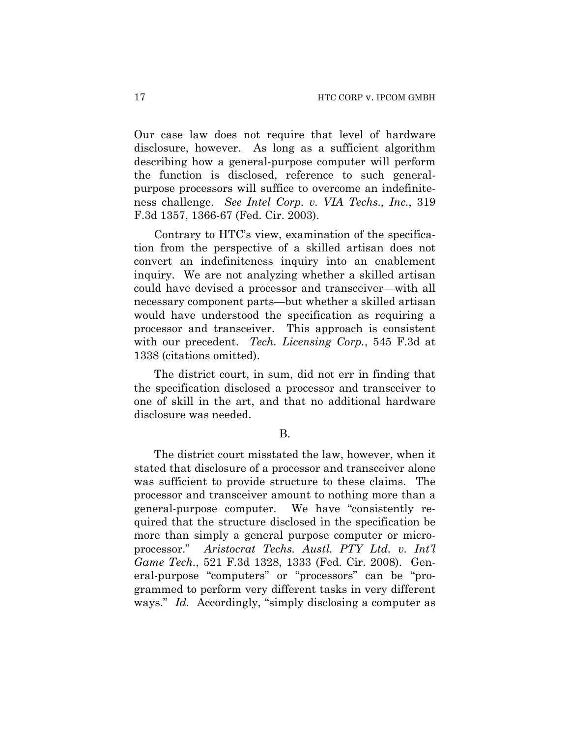Our case law does not require that level of hardware disclosure, however. As long as a sufficient algorithm describing how a general-purpose computer will perform the function is disclosed, reference to such general-purpose processors will suffice to overcome an indefiniteness challenge. *See Intel Corp. v. VIA Techs., Inc.*, 319 F.3d 1357, 1366-67 (Fed. Cir. 2003).

Contrary to HTC's view, examination of the specification from the perspective of a skilled artisan does not convert an indefiniteness inquiry into an enablement inquiry. We are not analyzing whether a skilled artisan could have devised a processor and transceiver—with all necessary component parts—but whether a skilled artisan would have understood the specification as requiring a processor and transceiver. This approach is consistent with our precedent. *Tech. Licensing Corp.*, 545 F.3d at 1338 (citations omitted).

The district court, in sum, did not err in finding that the specification disclosed a processor and transceiver to one of skill in the art, and that no additional hardware disclosure was needed.

B.

The district court misstated the law, however, when it stated that disclosure of a processor and transceiver alone was sufficient to provide structure to these claims. The processor and transceiver amount to nothing more than a general-purpose computer. We have "consistently required that the structure disclosed in the specification be more than simply a general purpose computer or microprocessor." *Aristocrat Techs. Austl. PTY Ltd. v. Int'l Game Tech.*, 521 F.3d 1328, 1333 (Fed. Cir. 2008). General-purpose "computers" or "processors" can be "programmed to perform very different tasks in very different ways." *Id.* Accordingly, "simply disclosing a computer as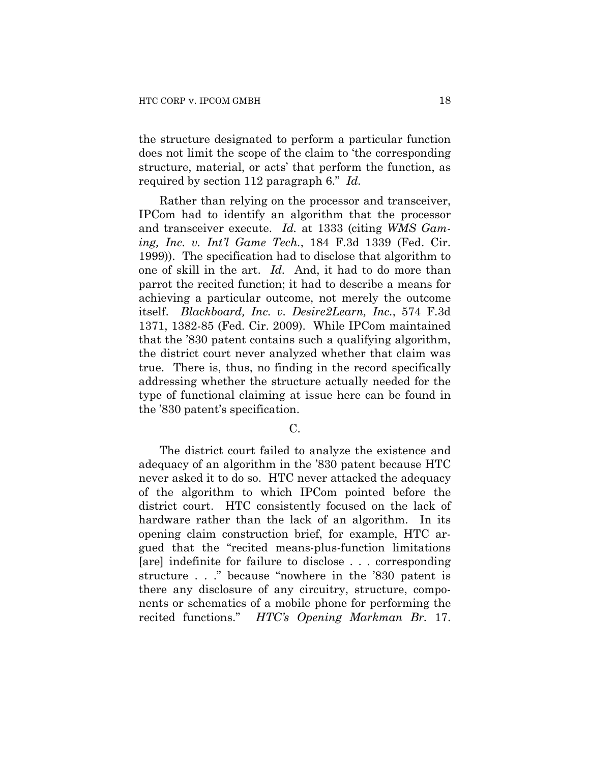the structure designated to perform a particular function does not limit the scope of the claim to 'the corresponding structure, material, or acts' that perform the function, as required by section 112 paragraph 6." *Id.*

Rather than relying on the processor and transceiver, IPCom had to identify an algorithm that the processor and transceiver execute. *Id.* at 1333 (citing *WMS Gaming, Inc. v. Int'l Game Tech.*, 184 F.3d 1339 (Fed. Cir. 1999)). The specification had to disclose that algorithm to one of skill in the art. *Id.* And, it had to do more than parrot the recited function; it had to describe a means for achieving a particular outcome, not merely the outcome itself. *Blackboard, Inc. v. Desire2Learn, Inc.*, 574 F.3d 1371, 1382-85 (Fed. Cir. 2009). While IPCom maintained that the '830 patent contains such a qualifying algorithm, the district court never analyzed whether that claim was true. There is, thus, no finding in the record specifically addressing whether the structure actually needed for the type of functional claiming at issue here can be found in the '830 patent's specification.

C.

The district court failed to analyze the existence and adequacy of an algorithm in the '830 patent because HTC never asked it to do so. HTC never attacked the adequacy of the algorithm to which IPCom pointed before the district court. HTC consistently focused on the lack of hardware rather than the lack of an algorithm. In its opening claim construction brief, for example, HTC argued that the "recited means-plus-function limitations [are] indefinite for failure to disclose . . . corresponding structure . . ." because "nowhere in the '830 patent is there any disclosure of any circuitry, structure, components or schematics of a mobile phone for performing the recited functions." *HTC's Opening Markman Br.* 17.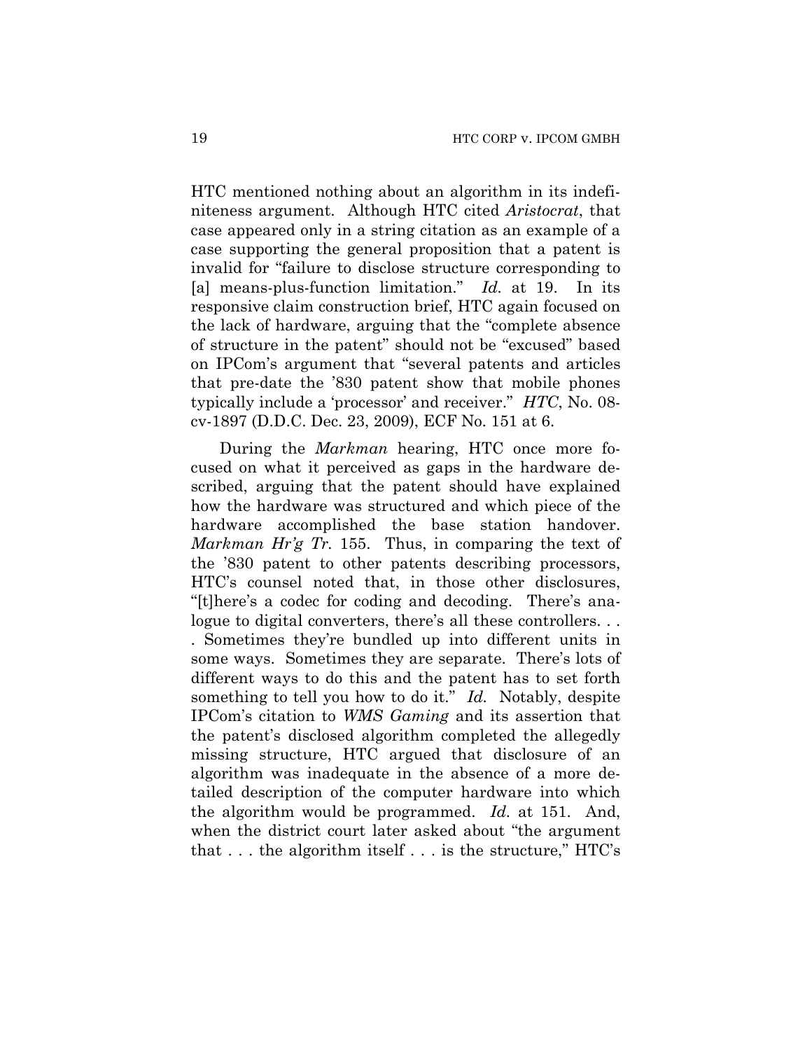HTC mentioned nothing about an algorithm in its indefiniteness argument. Although HTC cited *Aristocrat*, that case appeared only in a string citation as an example of a case supporting the general proposition that a patent is invalid for "failure to disclose structure corresponding to [a] means-plus-function limitation." *Id.* at 19. In its responsive claim construction brief, HTC again focused on the lack of hardware, arguing that the "complete absence of structure in the patent" should not be "excused" based on IPCom's argument that "several patents and articles that pre-date the '830 patent show that mobile phones typically include a 'processor' and receiver." *HTC*, No. 08-cv-1897 (D.D.C. Dec. 23, 2009), ECF No. 151 at 6.

During the *Markman* hearing, HTC once more focused on what it perceived as gaps in the hardware described, arguing that the patent should have explained how the hardware was structured and which piece of the hardware accomplished the base station handover. *Markman Hr'g Tr.* 155. Thus, in comparing the text of the '830 patent to other patents describing processors, HTC's counsel noted that, in those other disclosures, "[t]here's a codec for coding and decoding. There's analogue to digital converters, there's all these controllers. . . . Sometimes they're bundled up into different units in some ways. Sometimes they are separate. There's lots of different ways to do this and the patent has to set forth something to tell you how to do it." *Id.* Notably, despite IPCom's citation to *WMS Gaming* and its assertion that the patent's disclosed algorithm completed the allegedly missing structure, HTC argued that disclosure of an algorithm was inadequate in the absence of a more detailed description of the computer hardware into which the algorithm would be programmed. *Id.* at 151. And, when the district court later asked about "the argument that . . . the algorithm itself . . . is the structure," HTC's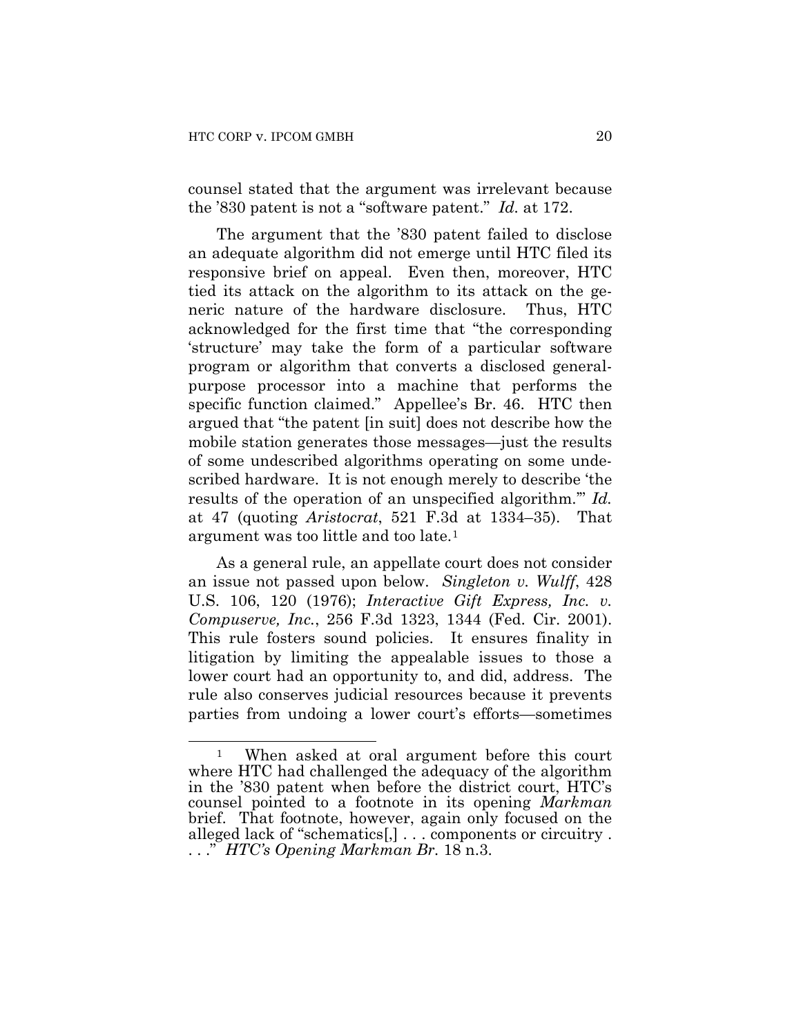counsel stated that the argument was irrelevant because the '830 patent is not a "software patent." *Id.* at 172.

The argument that the '830 patent failed to disclose an adequate algorithm did not emerge until HTC filed its responsive brief on appeal. Even then, moreover, HTC tied its attack on the algorithm to its attack on the generic nature of the hardware disclosure. Thus, HTC acknowledged for the first time that "the corresponding 'structure' may take the form of a particular software program or algorithm that converts a disclosed general-purpose processor into a machine that performs the specific function claimed." Appellee's Br. 46. HTC then argued that "the patent [in suit] does not describe how the mobile station generates those messages—just the results of some undescribed algorithms operating on some undescribed hardware. It is not enough merely to describe 'the results of the operation of an unspecified algorithm.'" *Id.* at 47 (quoting *Aristocrat*, 521 F.3d at 1334–35). That argument was too little and too late.[1]

As a general rule, an appellate court does not consider an issue not passed upon below. *Singleton v. Wulff*, 428 U.S. 106, 120 (1976); *Interactive Gift Express, Inc. v. Compuserve, Inc.*, 256 F.3d 1323, 1344 (Fed. Cir. 2001). This rule fosters sound policies. It ensures finality in litigation by limiting the appealable issues to those a lower court had an opportunity to, and did, address. The rule also conserves judicial resources because it prevents parties from undoing a lower court's efforts—sometimes

---

[1] When asked at oral argument before this court where HTC had challenged the adequacy of the algorithm in the '830 patent when before the district court, HTC's counsel pointed to a footnote in its opening *Markman* brief. That footnote, however, again only focused on the alleged lack of "schematics[,] . . . components or circuitry . . . ." *HTC's Opening Markman Br.* 18 n.3.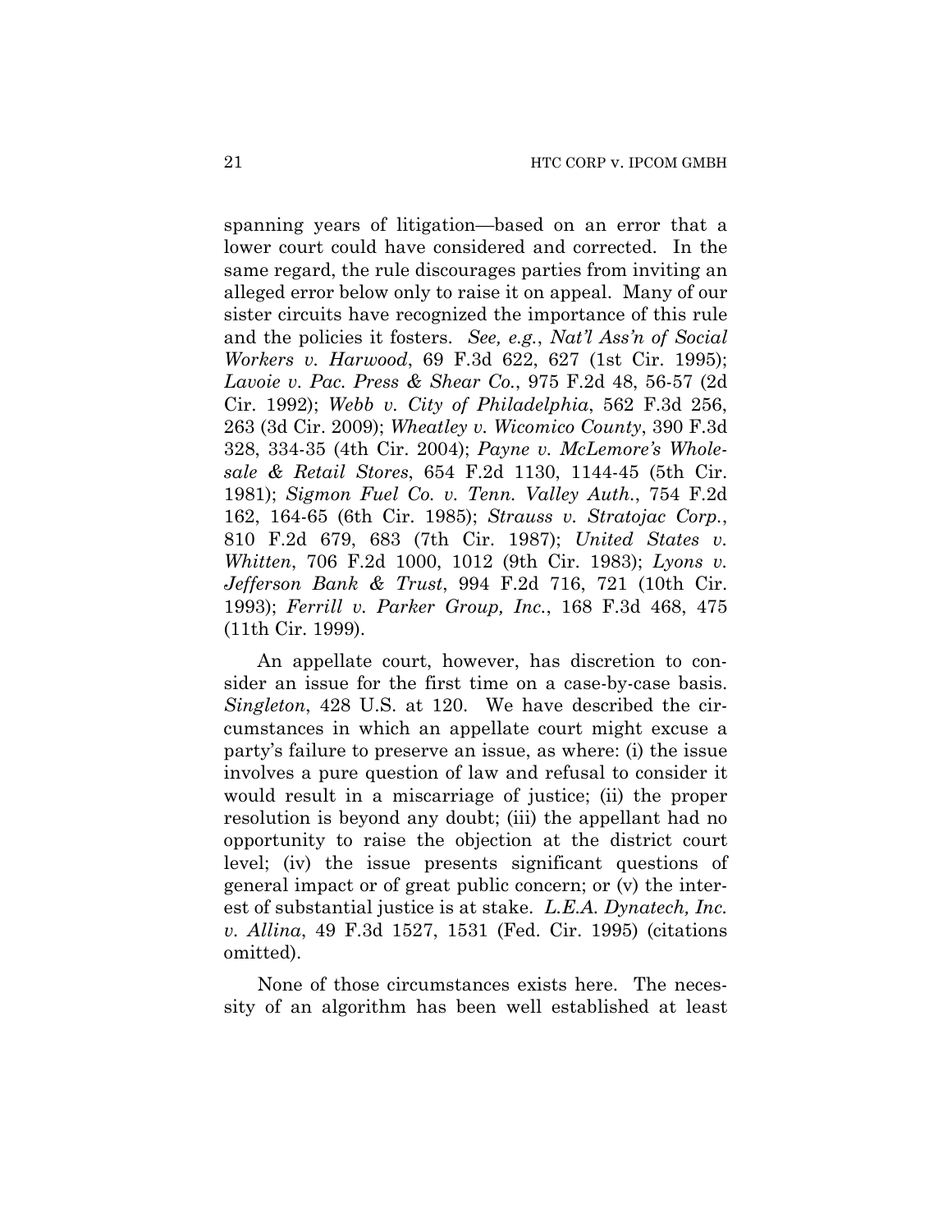spanning years of litigation—based on an error that a lower court could have considered and corrected. In the same regard, the rule discourages parties from inviting an alleged error below only to raise it on appeal. Many of our sister circuits have recognized the importance of this rule and the policies it fosters. *See, e.g.*, *Nat'l Ass'n of Social Workers v. Harwood*, 69 F.3d 622, 627 (1st Cir. 1995); *Lavoie v. Pac. Press & Shear Co.*, 975 F.2d 48, 56-57 (2d Cir. 1992); *Webb v. City of Philadelphia*, 562 F.3d 256, 263 (3d Cir. 2009); *Wheatley v. Wicomico County*, 390 F.3d 328, 334-35 (4th Cir. 2004); *Payne v. McLemore's Wholesale & Retail Stores*, 654 F.2d 1130, 1144-45 (5th Cir. 1981); *Sigmon Fuel Co. v. Tenn. Valley Auth.*, 754 F.2d 162, 164-65 (6th Cir. 1985); *Strauss v. Stratojac Corp.*, 810 F.2d 679, 683 (7th Cir. 1987); *United States v. Whitten*, 706 F.2d 1000, 1012 (9th Cir. 1983); *Lyons v. Jefferson Bank & Trust*, 994 F.2d 716, 721 (10th Cir. 1993); *Ferrill v. Parker Group, Inc.*, 168 F.3d 468, 475 (11th Cir. 1999).

An appellate court, however, has discretion to consider an issue for the first time on a case-by-case basis. *Singleton*, 428 U.S. at 120. We have described the circumstances in which an appellate court might excuse a party's failure to preserve an issue, as where: (i) the issue involves a pure question of law and refusal to consider it would result in a miscarriage of justice; (ii) the proper resolution is beyond any doubt; (iii) the appellant had no opportunity to raise the objection at the district court level; (iv) the issue presents significant questions of general impact or of great public concern; or (v) the interest of substantial justice is at stake. *L.E.A. Dynatech, Inc. v. Allina*, 49 F.3d 1527, 1531 (Fed. Cir. 1995) (citations omitted).

None of those circumstances exists here. The necessity of an algorithm has been well established at least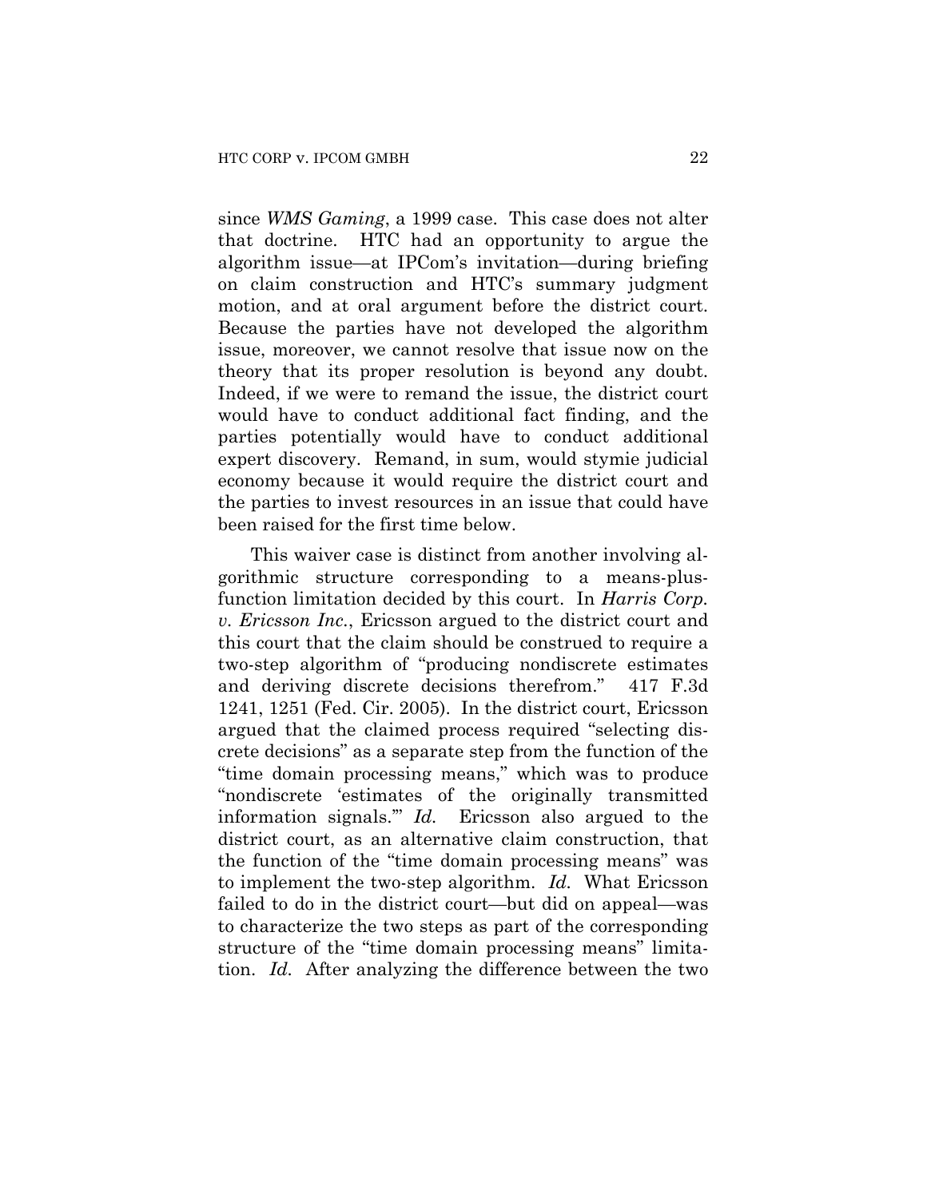since *WMS Gaming*, a 1999 case. This case does not alter that doctrine. HTC had an opportunity to argue the algorithm issue—at IPCom's invitation—during briefing on claim construction and HTC's summary judgment motion, and at oral argument before the district court. Because the parties have not developed the algorithm issue, moreover, we cannot resolve that issue now on the theory that its proper resolution is beyond any doubt. Indeed, if we were to remand the issue, the district court would have to conduct additional fact finding, and the parties potentially would have to conduct additional expert discovery. Remand, in sum, would stymie judicial economy because it would require the district court and the parties to invest resources in an issue that could have been raised for the first time below.

This waiver case is distinct from another involving algorithmic structure corresponding to a means-plus-function limitation decided by this court. In *Harris Corp. v. Ericsson Inc.*, Ericsson argued to the district court and this court that the claim should be construed to require a two-step algorithm of "producing nondiscrete estimates and deriving discrete decisions therefrom." 417 F.3d 1241, 1251 (Fed. Cir. 2005). In the district court, Ericsson argued that the claimed process required "selecting discrete decisions" as a separate step from the function of the "time domain processing means," which was to produce "nondiscrete 'estimates of the originally transmitted information signals.'" *Id.* Ericsson also argued to the district court, as an alternative claim construction, that the function of the "time domain processing means" was to implement the two-step algorithm. *Id.* What Ericsson failed to do in the district court—but did on appeal—was to characterize the two steps as part of the corresponding structure of the "time domain processing means" limitation. *Id.* After analyzing the difference between the two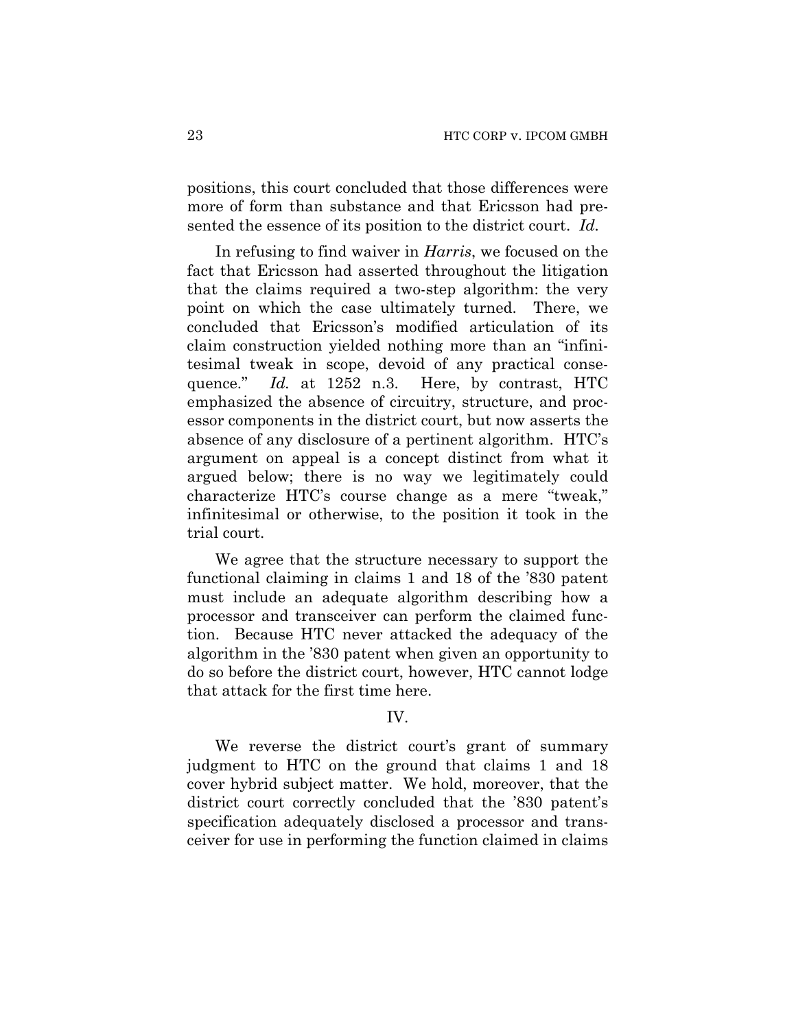positions, this court concluded that those differences were more of form than substance and that Ericsson had presented the essence of its position to the district court. *Id.*

In refusing to find waiver in *Harris*, we focused on the fact that Ericsson had asserted throughout the litigation that the claims required a two-step algorithm: the very point on which the case ultimately turned. There, we concluded that Ericsson's modified articulation of its claim construction yielded nothing more than an "infinitesimal tweak in scope, devoid of any practical consequence." *Id.* at 1252 n.3. Here, by contrast, HTC emphasized the absence of circuitry, structure, and processor components in the district court, but now asserts the absence of any disclosure of a pertinent algorithm. HTC's argument on appeal is a concept distinct from what it argued below; there is no way we legitimately could characterize HTC's course change as a mere "tweak," infinitesimal or otherwise, to the position it took in the trial court.

We agree that the structure necessary to support the functional claiming in claims 1 and 18 of the '830 patent must include an adequate algorithm describing how a processor and transceiver can perform the claimed function. Because HTC never attacked the adequacy of the algorithm in the '830 patent when given an opportunity to do so before the district court, however, HTC cannot lodge that attack for the first time here.

## IV.

We reverse the district court's grant of summary judgment to HTC on the ground that claims 1 and 18 cover hybrid subject matter. We hold, moreover, that the district court correctly concluded that the '830 patent's specification adequately disclosed a processor and transceiver for use in performing the function claimed in claims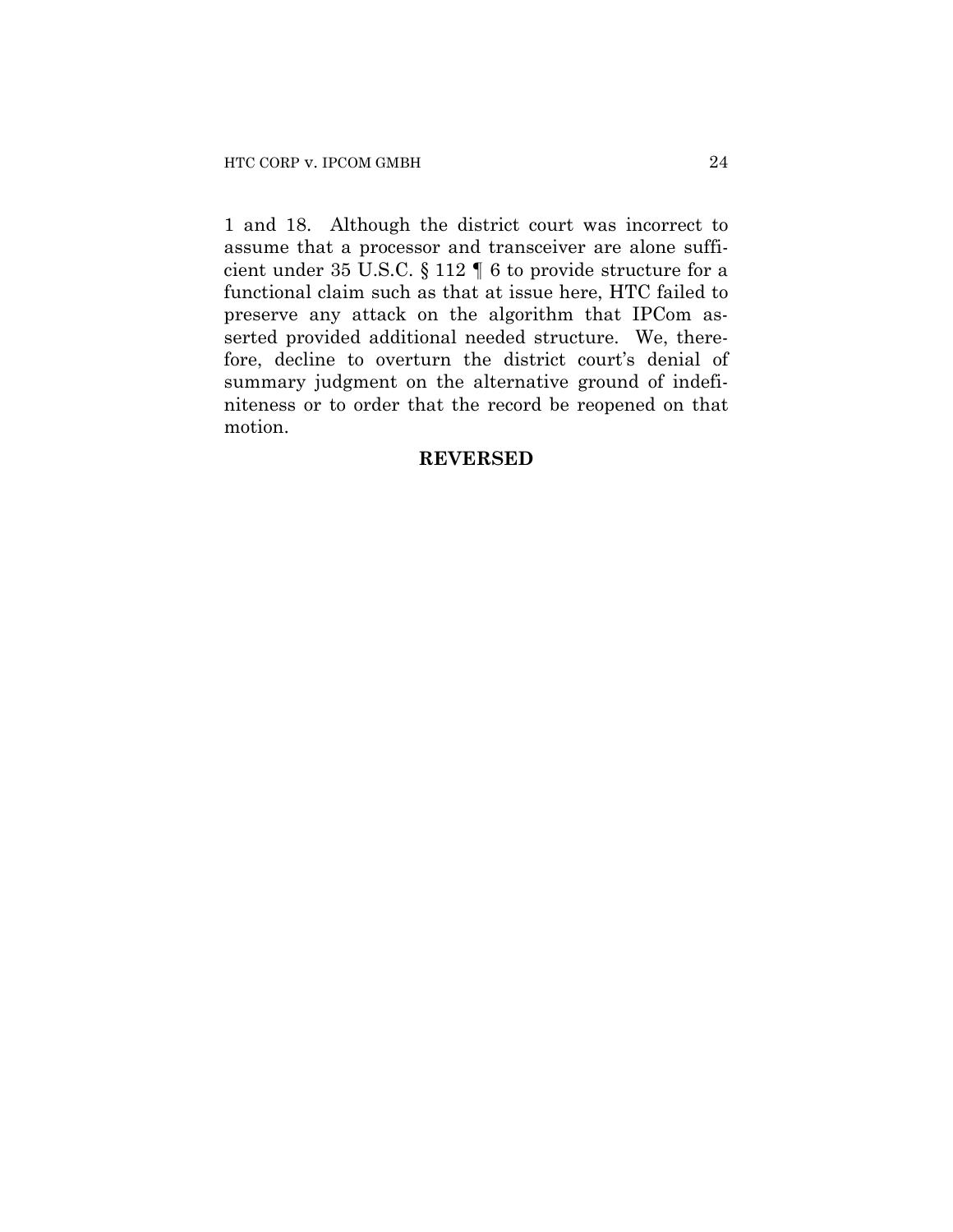1 and 18. Although the district court was incorrect to assume that a processor and transceiver are alone sufficient under 35 U.S.C. § 112 ¶ 6 to provide structure for a functional claim such as that at issue here, HTC failed to preserve any attack on the algorithm that IPCom asserted provided additional needed structure. We, therefore, decline to overturn the district court's denial of summary judgment on the alternative ground of indefiniteness or to order that the record be reopened on that motion.

**REVERSED**